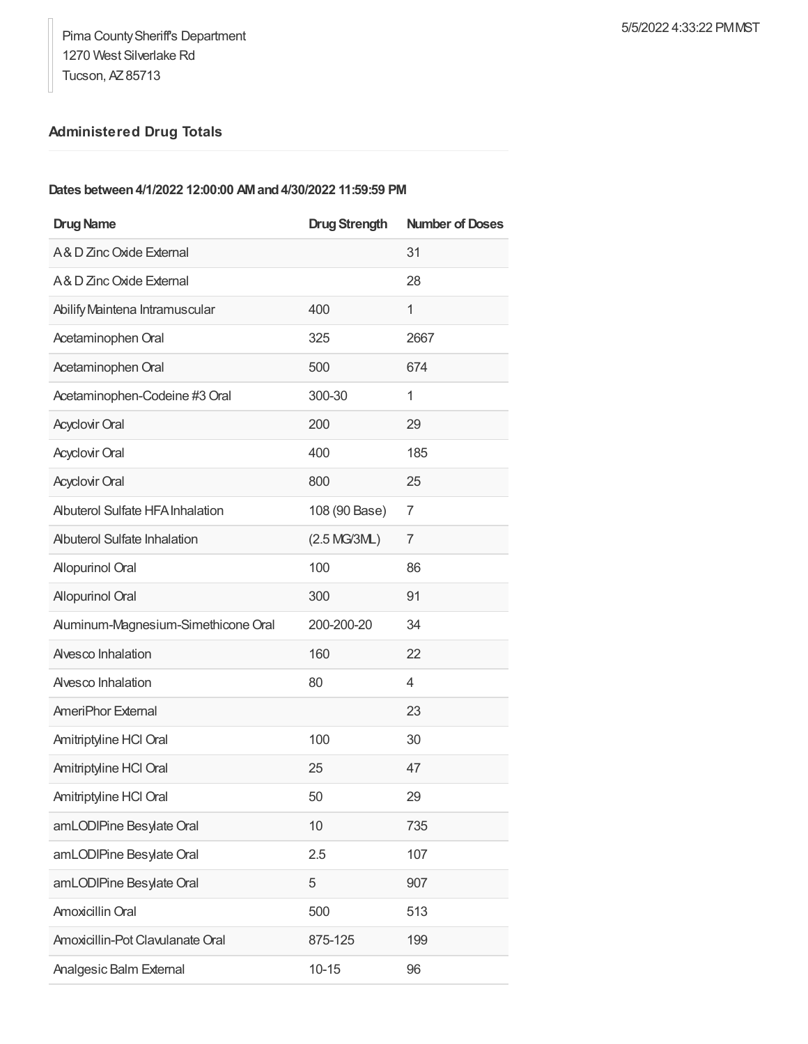Pima County Sheriff's Department
1270 West Silverlake Rd
Tucson, AZ 85713

5/5/2022 4:33:22 PM MST

## Administered Drug Totals

**Dates between 4/1/2022 12:00:00 AM and 4/30/2022 11:59:59 PM**

| Drug Name | Drug Strength | Number of Doses |
|---|---|---|
| A & D Zinc Oxide External | | 31 |
| A & D Zinc Oxide External | | 28 |
| Abilify Maintena Intramuscular | 400 | 1 |
| Acetaminophen Oral | 325 | 2667 |
| Acetaminophen Oral | 500 | 674 |
| Acetaminophen-Codeine #3 Oral | 300-30 | 1 |
| Acyclovir Oral | 200 | 29 |
| Acyclovir Oral | 400 | 185 |
| Acyclovir Oral | 800 | 25 |
| Albuterol Sulfate HFA Inhalation | 108 (90 Base) | 7 |
| Albuterol Sulfate Inhalation | (2.5 MG/3ML) | 7 |
| Allopurinol Oral | 100 | 86 |
| Allopurinol Oral | 300 | 91 |
| Aluminum-Magnesium-Simethicone Oral | 200-200-20 | 34 |
| Alvesco Inhalation | 160 | 22 |
| Alvesco Inhalation | 80 | 4 |
| AmeriPhor External | | 23 |
| Amitriptyline HCl Oral | 100 | 30 |
| Amitriptyline HCl Oral | 25 | 47 |
| Amitriptyline HCl Oral | 50 | 29 |
| amLODIPine Besylate Oral | 10 | 735 |
| amLODIPine Besylate Oral | 2.5 | 107 |
| amLODIPine Besylate Oral | 5 | 907 |
| Amoxicillin Oral | 500 | 513 |
| Amoxicillin-Pot Clavulanate Oral | 875-125 | 199 |
| Analgesic Balm External | 10-15 | 96 |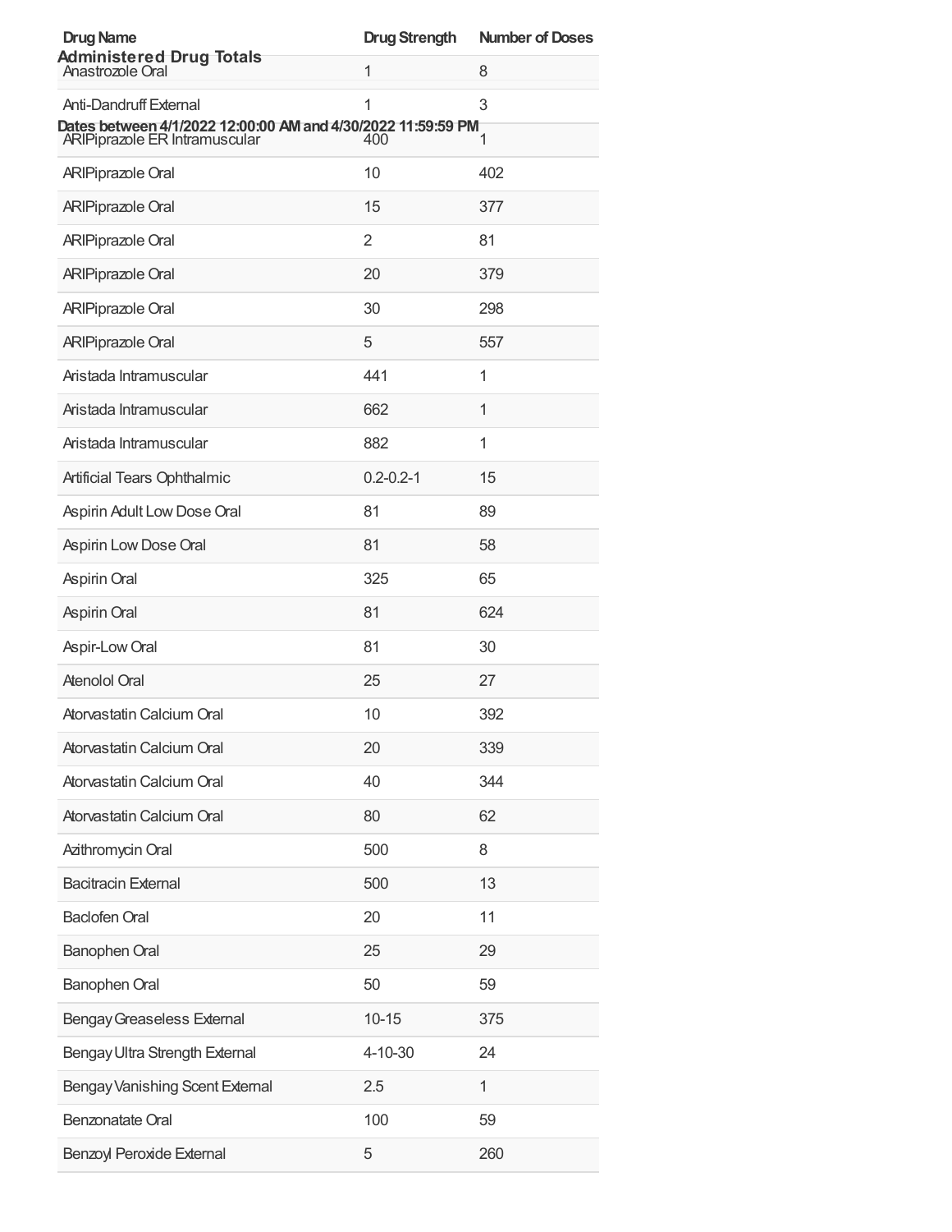## Administered Drug Totals

**Dates between 4/1/2022 12:00:00 AM and 4/30/2022 11:59:59 PM**

| Drug Name | Drug Strength | Number of Doses |
| --- | --- | --- |
| Anastrozole Oral | 1 | 8 |
| Anti-Dandruff External | 1 | 3 |
| ARIPiprazole ER Intramuscular | 400 | 1 |
| ARIPiprazole Oral | 10 | 402 |
| ARIPiprazole Oral | 15 | 377 |
| ARIPiprazole Oral | 2 | 81 |
| ARIPiprazole Oral | 20 | 379 |
| ARIPiprazole Oral | 30 | 298 |
| ARIPiprazole Oral | 5 | 557 |
| Aristada Intramuscular | 441 | 1 |
| Aristada Intramuscular | 662 | 1 |
| Aristada Intramuscular | 882 | 1 |
| Artificial Tears Ophthalmic | 0.2-0.2-1 | 15 |
| Aspirin Adult Low Dose Oral | 81 | 89 |
| Aspirin Low Dose Oral | 81 | 58 |
| Aspirin Oral | 325 | 65 |
| Aspirin Oral | 81 | 624 |
| Aspir-Low Oral | 81 | 30 |
| Atenolol Oral | 25 | 27 |
| Atorvastatin Calcium Oral | 10 | 392 |
| Atorvastatin Calcium Oral | 20 | 339 |
| Atorvastatin Calcium Oral | 40 | 344 |
| Atorvastatin Calcium Oral | 80 | 62 |
| Azithromycin Oral | 500 | 8 |
| Bacitracin External | 500 | 13 |
| Baclofen Oral | 20 | 11 |
| Banophen Oral | 25 | 29 |
| Banophen Oral | 50 | 59 |
| Bengay Greaseless External | 10-15 | 375 |
| Bengay Ultra Strength External | 4-10-30 | 24 |
| Bengay Vanishing Scent External | 2.5 | 1 |
| Benzonatate Oral | 100 | 59 |
| Benzoyl Peroxide External | 5 | 260 |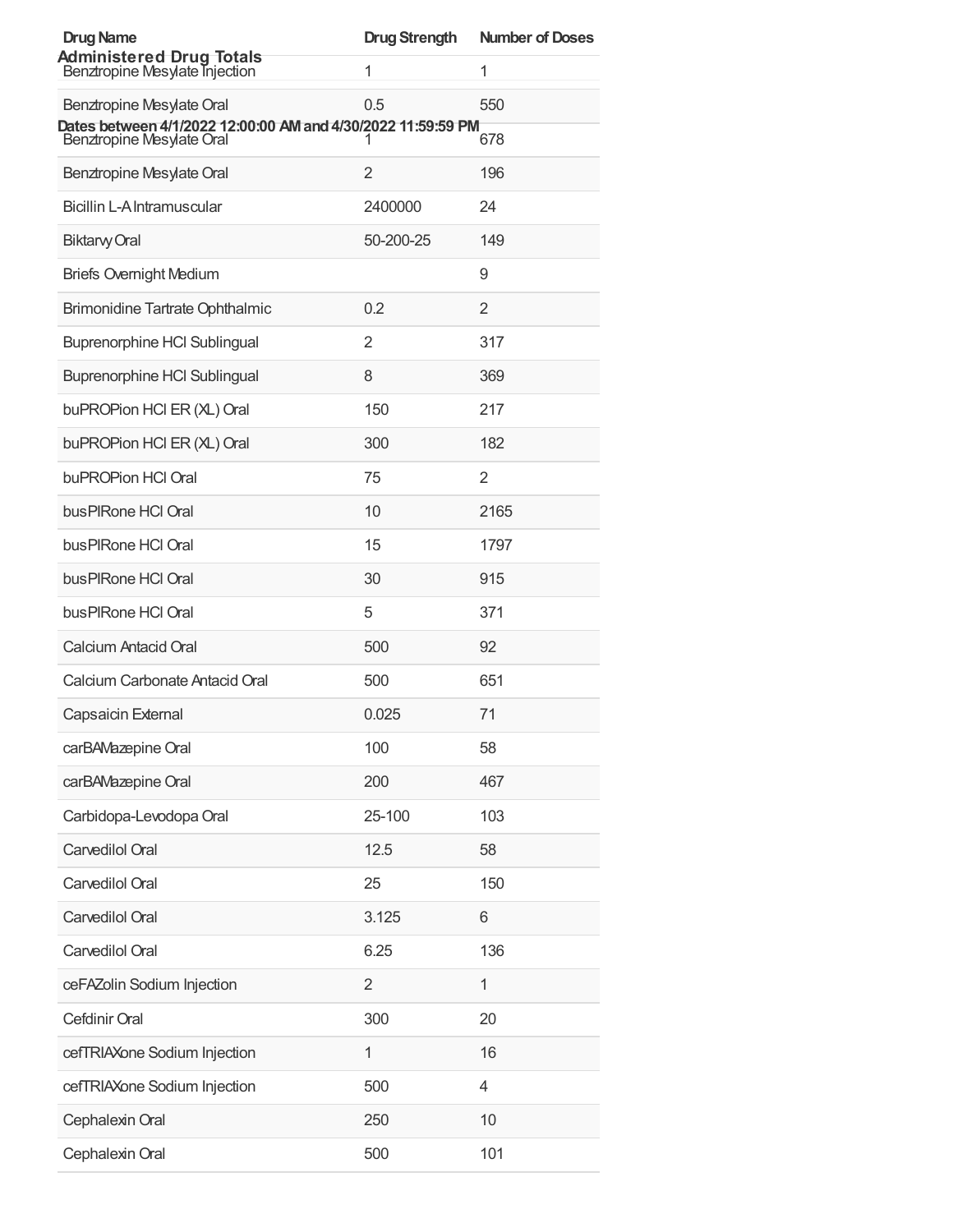## Administered Drug Totals

**Dates between 4/1/2022 12:00:00 AM and 4/30/2022 11:59:59 PM**

| Drug Name | Drug Strength | Number of Doses |
|---|---|---|
| Benztropine Mesylate Injection | 1 | 1 |
| Benztropine Mesylate Oral | 0.5 | 550 |
| Benztropine Mesylate Oral | 1 | 678 |
| Benztropine Mesylate Oral | 2 | 196 |
| Bicillin L-A Intramuscular | 2400000 | 24 |
| Biktarvy Oral | 50-200-25 | 149 |
| Briefs Overnight Medium | | 9 |
| Brimonidine Tartrate Ophthalmic | 0.2 | 2 |
| Buprenorphine HCl Sublingual | 2 | 317 |
| Buprenorphine HCl Sublingual | 8 | 369 |
| buPROPion HCl ER (XL) Oral | 150 | 217 |
| buPROPion HCl ER (XL) Oral | 300 | 182 |
| buPROPion HCl Oral | 75 | 2 |
| busPIRone HCl Oral | 10 | 2165 |
| busPIRone HCl Oral | 15 | 1797 |
| busPIRone HCl Oral | 30 | 915 |
| busPIRone HCl Oral | 5 | 371 |
| Calcium Antacid Oral | 500 | 92 |
| Calcium Carbonate Antacid Oral | 500 | 651 |
| Capsaicin External | 0.025 | 71 |
| carBAMazepine Oral | 100 | 58 |
| carBAMazepine Oral | 200 | 467 |
| Carbidopa-Levodopa Oral | 25-100 | 103 |
| Carvedilol Oral | 12.5 | 58 |
| Carvedilol Oral | 25 | 150 |
| Carvedilol Oral | 3.125 | 6 |
| Carvedilol Oral | 6.25 | 136 |
| ceFAZolin Sodium Injection | 2 | 1 |
| Cefdinir Oral | 300 | 20 |
| cefTRIAXone Sodium Injection | 1 | 16 |
| cefTRIAXone Sodium Injection | 500 | 4 |
| Cephalexin Oral | 250 | 10 |
| Cephalexin Oral | 500 | 101 |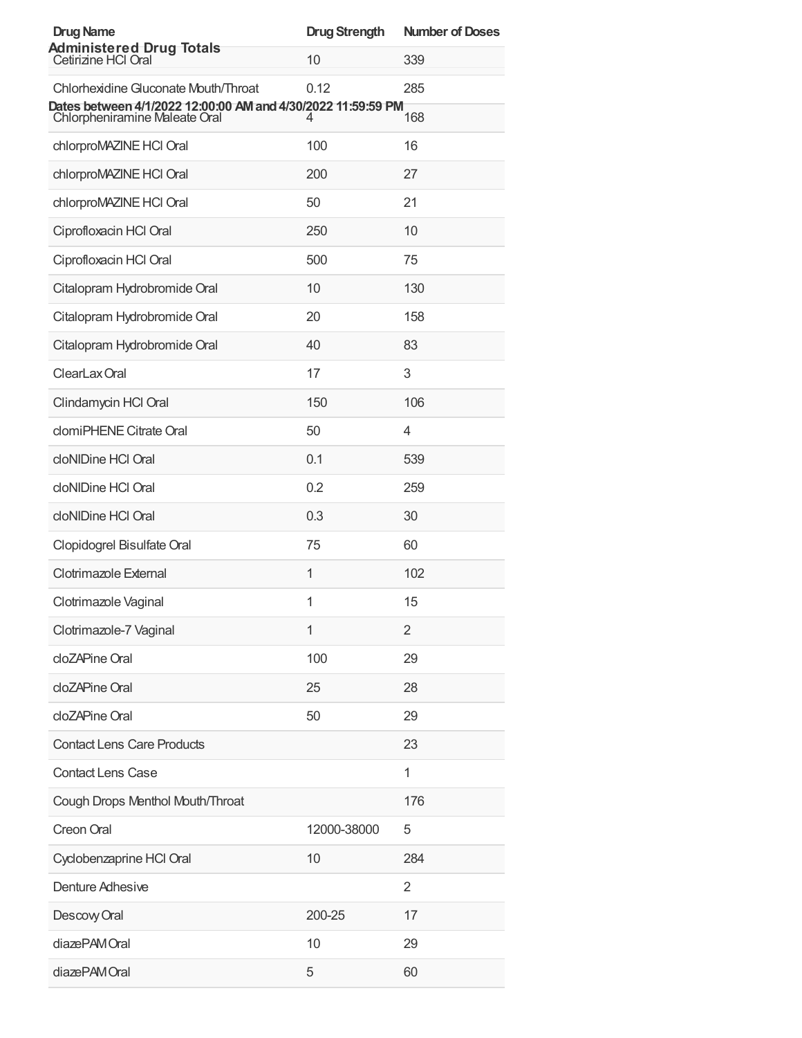## Administered Drug Totals

**Dates between 4/1/2022 12:00:00 AM and 4/30/2022 11:59:59 PM**

| Drug Name | Drug Strength | Number of Doses |
| --- | --- | --- |
| Cetirizine HCl Oral | 10 | 339 |
| Chlorhexidine Gluconate Mouth/Throat | 0.12 | 285 |
| Chlorpheniramine Maleate Oral | 4 | 168 |
| chlorproMAZINE HCl Oral | 100 | 16 |
| chlorproMAZINE HCl Oral | 200 | 27 |
| chlorproMAZINE HCl Oral | 50 | 21 |
| Ciprofloxacin HCl Oral | 250 | 10 |
| Ciprofloxacin HCl Oral | 500 | 75 |
| Citalopram Hydrobromide Oral | 10 | 130 |
| Citalopram Hydrobromide Oral | 20 | 158 |
| Citalopram Hydrobromide Oral | 40 | 83 |
| ClearLax Oral | 17 | 3 |
| Clindamycin HCl Oral | 150 | 106 |
| clomiPHENE Citrate Oral | 50 | 4 |
| cloNIDine HCl Oral | 0.1 | 539 |
| cloNIDine HCl Oral | 0.2 | 259 |
| cloNIDine HCl Oral | 0.3 | 30 |
| Clopidogrel Bisulfate Oral | 75 | 60 |
| Clotrimazole External | 1 | 102 |
| Clotrimazole Vaginal | 1 | 15 |
| Clotrimazole-7 Vaginal | 1 | 2 |
| cloZAPine Oral | 100 | 29 |
| cloZAPine Oral | 25 | 28 |
| cloZAPine Oral | 50 | 29 |
| Contact Lens Care Products | | 23 |
| Contact Lens Case | | 1 |
| Cough Drops Menthol Mouth/Throat | | 176 |
| Creon Oral | 12000-38000 | 5 |
| Cyclobenzaprine HCl Oral | 10 | 284 |
| Denture Adhesive | | 2 |
| Descovy Oral | 200-25 | 17 |
| diazePAM Oral | 10 | 29 |
| diazePAM Oral | 5 | 60 |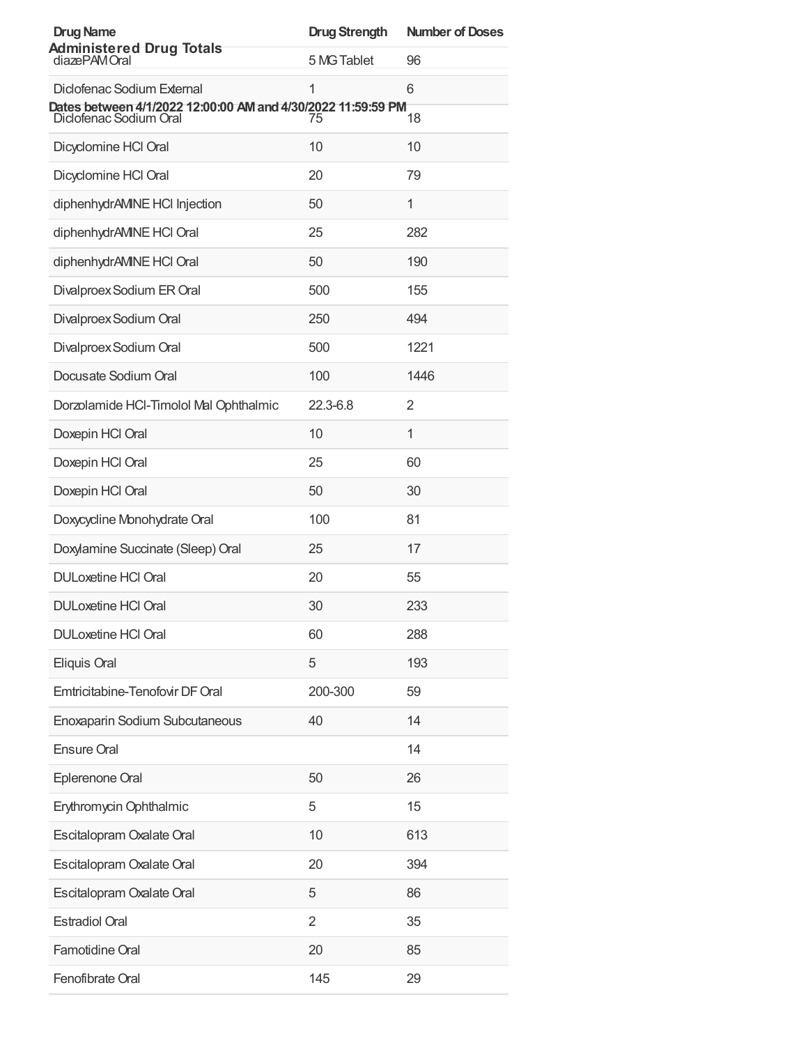## Administered Drug Totals

**Dates between 4/1/2022 12:00:00 AM and 4/30/2022 11:59:59 PM**

| Drug Name | Drug Strength | Number of Doses |
| --- | --- | --- |
| diazePAM Oral | 5 MG Tablet | 96 |
| Diclofenac Sodium External | 1 | 6 |
| Diclofenac Sodium Oral | 75 | 18 |
| Dicyclomine HCl Oral | 10 | 10 |
| Dicyclomine HCl Oral | 20 | 79 |
| diphenhydrAMINE HCl Injection | 50 | 1 |
| diphenhydrAMINE HCl Oral | 25 | 282 |
| diphenhydrAMINE HCl Oral | 50 | 190 |
| Divalproex Sodium ER Oral | 500 | 155 |
| Divalproex Sodium Oral | 250 | 494 |
| Divalproex Sodium Oral | 500 | 1221 |
| Docusate Sodium Oral | 100 | 1446 |
| Dorzolamide HCl-Timolol Mal Ophthalmic | 22.3-6.8 | 2 |
| Doxepin HCl Oral | 10 | 1 |
| Doxepin HCl Oral | 25 | 60 |
| Doxepin HCl Oral | 50 | 30 |
| Doxycycline Monohydrate Oral | 100 | 81 |
| Doxylamine Succinate (Sleep) Oral | 25 | 17 |
| DULoxetine HCl Oral | 20 | 55 |
| DULoxetine HCl Oral | 30 | 233 |
| DULoxetine HCl Oral | 60 | 288 |
| Eliquis Oral | 5 | 193 |
| Emtricitabine-Tenofovir DF Oral | 200-300 | 59 |
| Enoxaparin Sodium Subcutaneous | 40 | 14 |
| Ensure Oral | | 14 |
| Eplerenone Oral | 50 | 26 |
| Erythromycin Ophthalmic | 5 | 15 |
| Escitalopram Oxalate Oral | 10 | 613 |
| Escitalopram Oxalate Oral | 20 | 394 |
| Escitalopram Oxalate Oral | 5 | 86 |
| Estradiol Oral | 2 | 35 |
| Famotidine Oral | 20 | 85 |
| Fenofibrate Oral | 145 | 29 |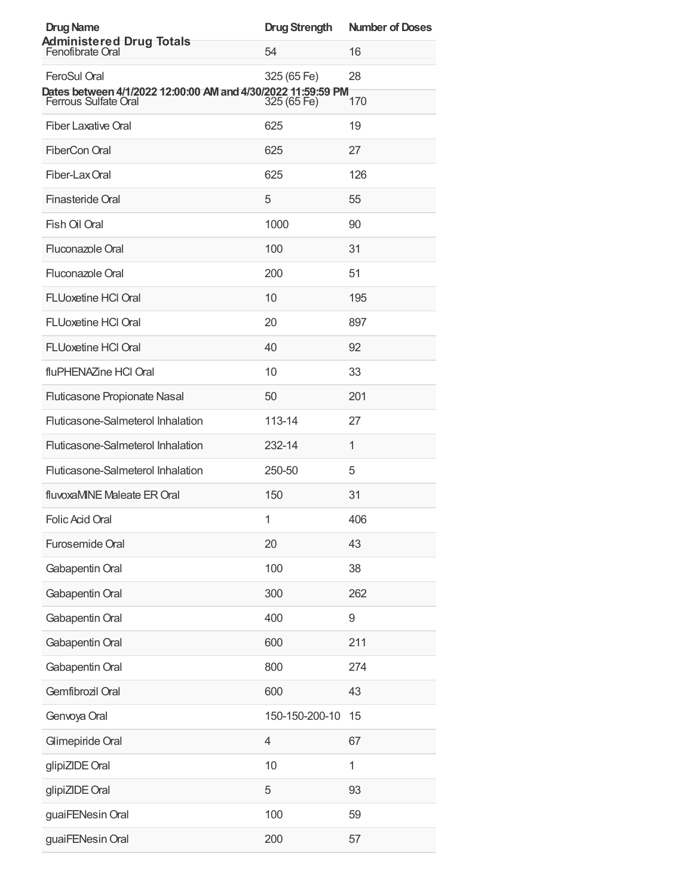## Administered Drug Totals

Dates between 4/1/2022 12:00:00 AM and 4/30/2022 11:59:59 PM

| Drug Name | Drug Strength | Number of Doses |
|---|---|---|
| Fenofibrate Oral | 54 | 16 |
| FeroSul Oral | 325 (65 Fe) | 28 |
| Ferrous Sulfate Oral | 325 (65 Fe) | 170 |
| Fiber Laxative Oral | 625 | 19 |
| FiberCon Oral | 625 | 27 |
| Fiber-Lax Oral | 625 | 126 |
| Finasteride Oral | 5 | 55 |
| Fish Oil Oral | 1000 | 90 |
| Fluconazole Oral | 100 | 31 |
| Fluconazole Oral | 200 | 51 |
| FLUoxetine HCl Oral | 10 | 195 |
| FLUoxetine HCl Oral | 20 | 897 |
| FLUoxetine HCl Oral | 40 | 92 |
| fluPHENAZine HCl Oral | 10 | 33 |
| Fluticasone Propionate Nasal | 50 | 201 |
| Fluticasone-Salmeterol Inhalation | 113-14 | 27 |
| Fluticasone-Salmeterol Inhalation | 232-14 | 1 |
| Fluticasone-Salmeterol Inhalation | 250-50 | 5 |
| fluvoxaMINE Maleate ER Oral | 150 | 31 |
| Folic Acid Oral | 1 | 406 |
| Furosemide Oral | 20 | 43 |
| Gabapentin Oral | 100 | 38 |
| Gabapentin Oral | 300 | 262 |
| Gabapentin Oral | 400 | 9 |
| Gabapentin Oral | 600 | 211 |
| Gabapentin Oral | 800 | 274 |
| Gemfibrozil Oral | 600 | 43 |
| Genvoya Oral | 150-150-200-10 | 15 |
| Glimepiride Oral | 4 | 67 |
| glipiZIDE Oral | 10 | 1 |
| glipiZIDE Oral | 5 | 93 |
| guaiFENesin Oral | 100 | 59 |
| guaiFENesin Oral | 200 | 57 |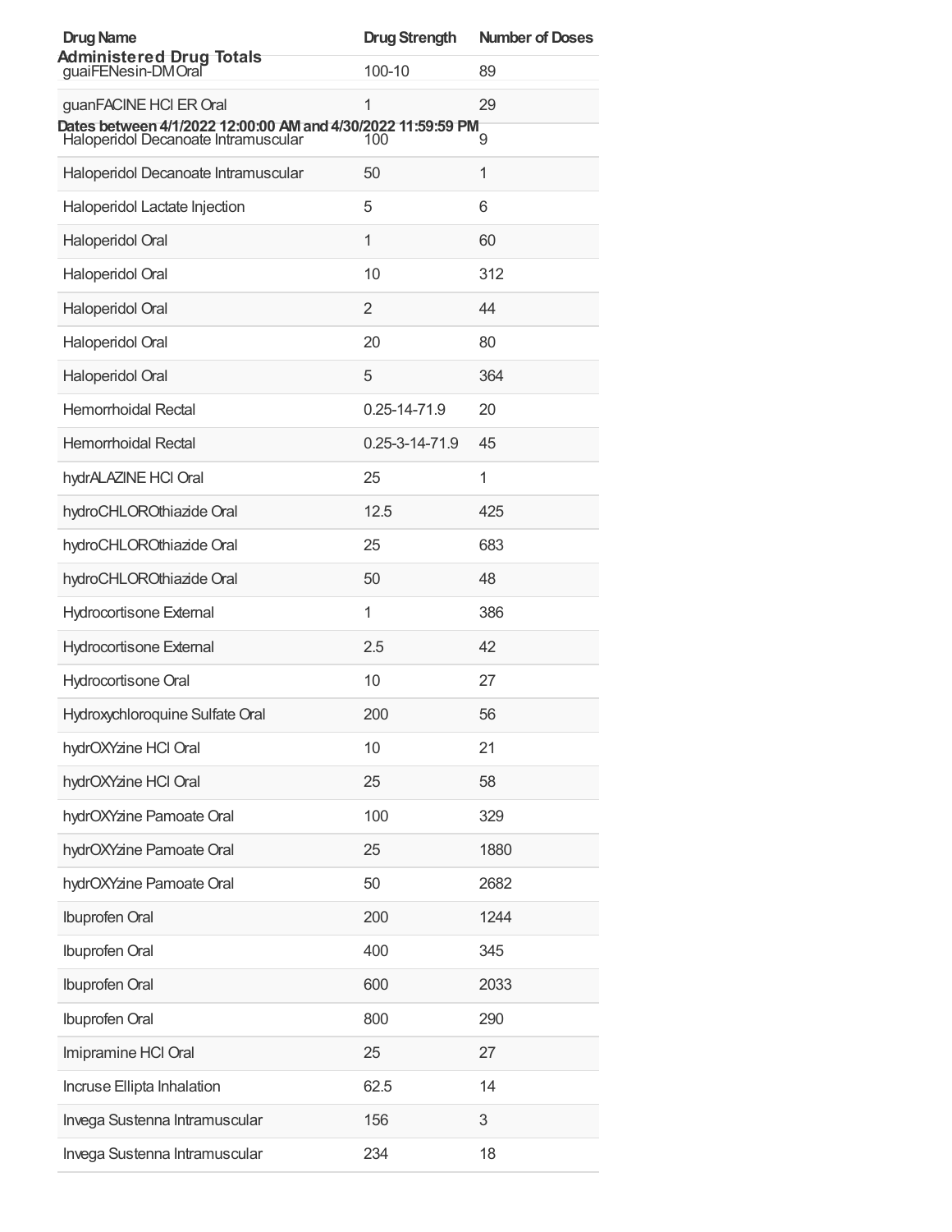## Administered Drug Totals

**Dates between 4/1/2022 12:00:00 AM and 4/30/2022 11:59:59 PM**

| Drug Name | Drug Strength | Number of Doses |
|---|---|---|
| guaiFENesin-DM Oral | 100-10 | 89 |
| guanFACINE HCl ER Oral | 1 | 29 |
| Haloperidol Decanoate Intramuscular | 100 | 9 |
| Haloperidol Decanoate Intramuscular | 50 | 1 |
| Haloperidol Lactate Injection | 5 | 6 |
| Haloperidol Oral | 1 | 60 |
| Haloperidol Oral | 10 | 312 |
| Haloperidol Oral | 2 | 44 |
| Haloperidol Oral | 20 | 80 |
| Haloperidol Oral | 5 | 364 |
| Hemorrhoidal Rectal | 0.25-14-71.9 | 20 |
| Hemorrhoidal Rectal | 0.25-3-14-71.9 | 45 |
| hydrALAZINE HCl Oral | 25 | 1 |
| hydroCHLOROthiazide Oral | 12.5 | 425 |
| hydroCHLOROthiazide Oral | 25 | 683 |
| hydroCHLOROthiazide Oral | 50 | 48 |
| Hydrocortisone External | 1 | 386 |
| Hydrocortisone External | 2.5 | 42 |
| Hydrocortisone Oral | 10 | 27 |
| Hydroxychloroquine Sulfate Oral | 200 | 56 |
| hydrOXYzine HCl Oral | 10 | 21 |
| hydrOXYzine HCl Oral | 25 | 58 |
| hydrOXYzine Pamoate Oral | 100 | 329 |
| hydrOXYzine Pamoate Oral | 25 | 1880 |
| hydrOXYzine Pamoate Oral | 50 | 2682 |
| Ibuprofen Oral | 200 | 1244 |
| Ibuprofen Oral | 400 | 345 |
| Ibuprofen Oral | 600 | 2033 |
| Ibuprofen Oral | 800 | 290 |
| Imipramine HCl Oral | 25 | 27 |
| Incruse Ellipta Inhalation | 62.5 | 14 |
| Invega Sustenna Intramuscular | 156 | 3 |
| Invega Sustenna Intramuscular | 234 | 18 |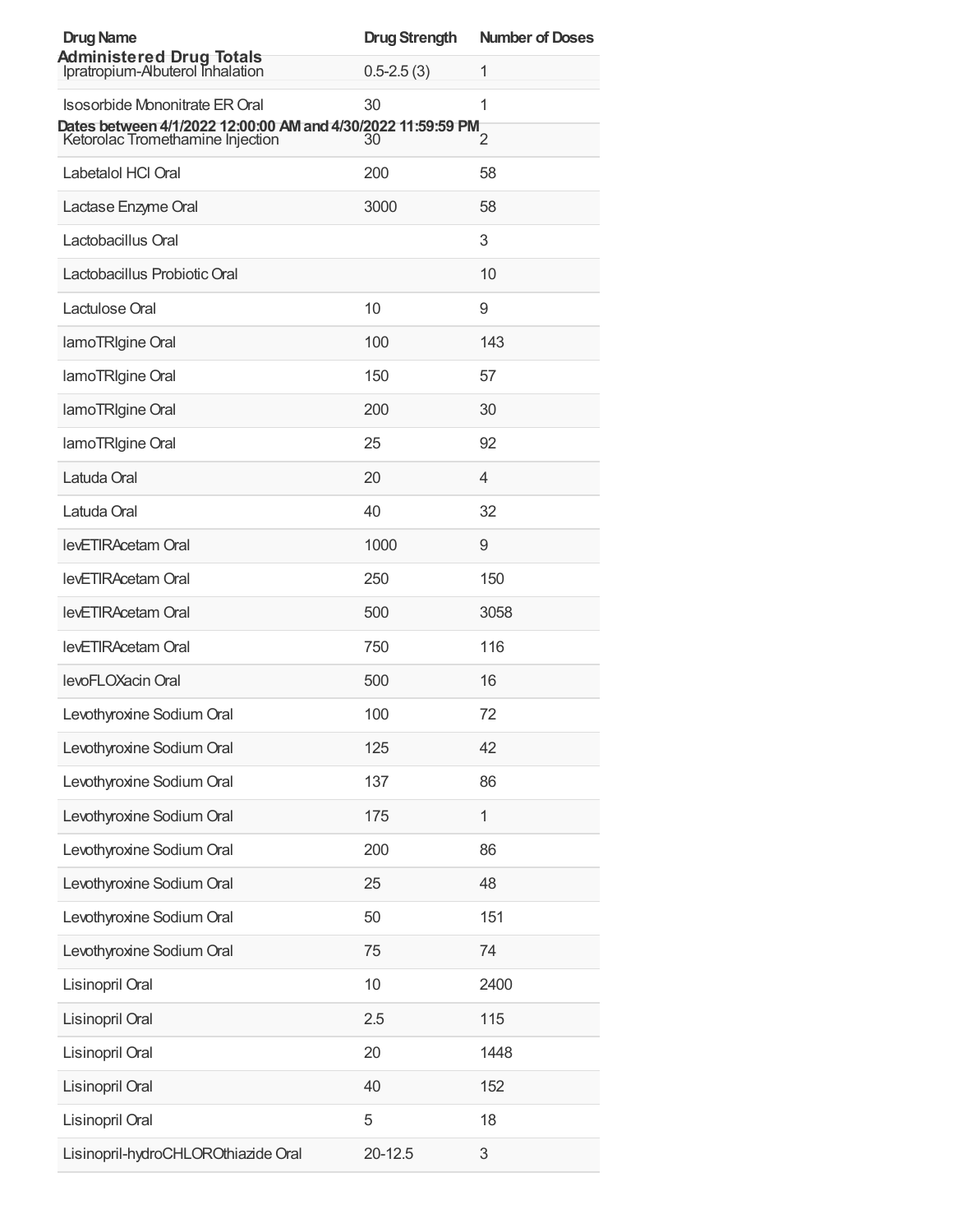**Administered Drug Totals**

**Dates between 4/1/2022 12:00:00 AM and 4/30/2022 11:59:59 PM**

| Drug Name | Drug Strength | Number of Doses |
|---|---|---|
| Ipratropium-Albuterol Inhalation | 0.5-2.5 (3) | 1 |
| Isosorbide Mononitrate ER Oral | 30 | 1 |
| Ketorolac Tromethamine Injection | 30 | 2 |
| Labetalol HCl Oral | 200 | 58 |
| Lactase Enzyme Oral | 3000 | 58 |
| Lactobacillus Oral | | 3 |
| Lactobacillus Probiotic Oral | | 10 |
| Lactulose Oral | 10 | 9 |
| lamoTRIgine Oral | 100 | 143 |
| lamoTRIgine Oral | 150 | 57 |
| lamoTRIgine Oral | 200 | 30 |
| lamoTRIgine Oral | 25 | 92 |
| Latuda Oral | 20 | 4 |
| Latuda Oral | 40 | 32 |
| levETIRAcetam Oral | 1000 | 9 |
| levETIRAcetam Oral | 250 | 150 |
| levETIRAcetam Oral | 500 | 3058 |
| levETIRAcetam Oral | 750 | 116 |
| levoFLOXacin Oral | 500 | 16 |
| Levothyroxine Sodium Oral | 100 | 72 |
| Levothyroxine Sodium Oral | 125 | 42 |
| Levothyroxine Sodium Oral | 137 | 86 |
| Levothyroxine Sodium Oral | 175 | 1 |
| Levothyroxine Sodium Oral | 200 | 86 |
| Levothyroxine Sodium Oral | 25 | 48 |
| Levothyroxine Sodium Oral | 50 | 151 |
| Levothyroxine Sodium Oral | 75 | 74 |
| Lisinopril Oral | 10 | 2400 |
| Lisinopril Oral | 2.5 | 115 |
| Lisinopril Oral | 20 | 1448 |
| Lisinopril Oral | 40 | 152 |
| Lisinopril Oral | 5 | 18 |
| Lisinopril-hydroCHLOROthiazide Oral | 20-12.5 | 3 |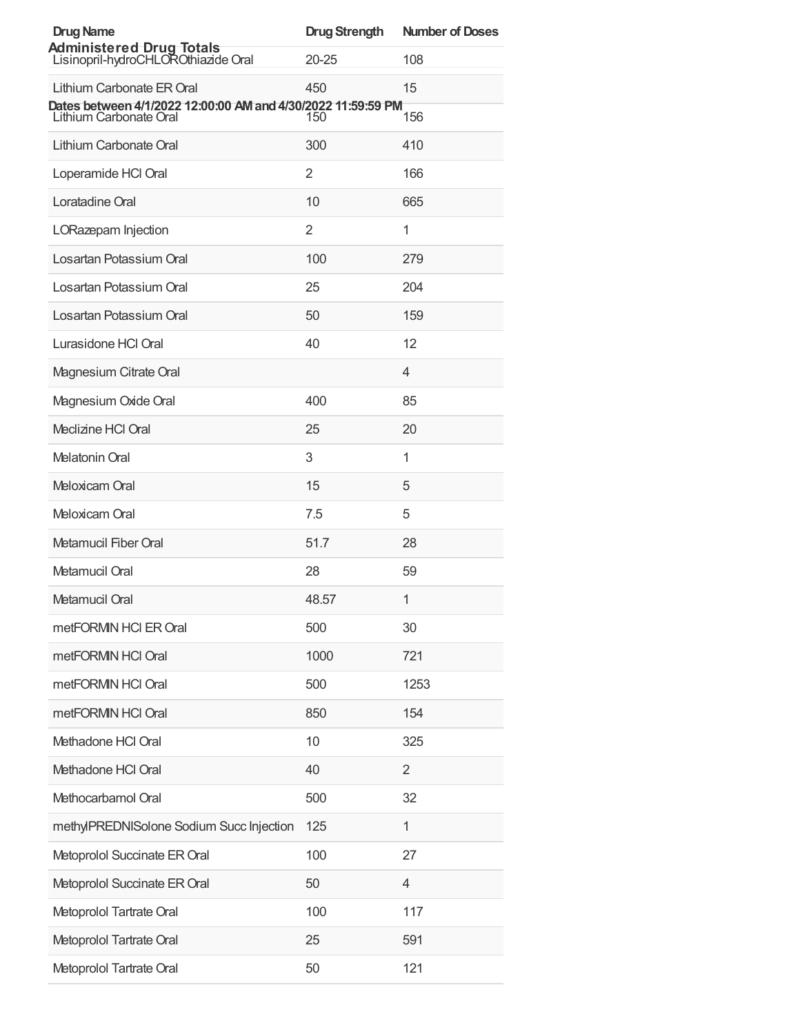Administered Drug Totals

Dates between 4/1/2022 12:00:00 AM and 4/30/2022 11:59:59 PM

| Drug Name | Drug Strength | Number of Doses |
|---|---|---|
| Lisinopril-hydroCHLOROthiazide Oral | 20-25 | 108 |
| Lithium Carbonate ER Oral | 450 | 15 |
| Lithium Carbonate Oral | 150 | 156 |
| Lithium Carbonate Oral | 300 | 410 |
| Loperamide HCl Oral | 2 | 166 |
| Loratadine Oral | 10 | 665 |
| LORazepam Injection | 2 | 1 |
| Losartan Potassium Oral | 100 | 279 |
| Losartan Potassium Oral | 25 | 204 |
| Losartan Potassium Oral | 50 | 159 |
| Lurasidone HCl Oral | 40 | 12 |
| Magnesium Citrate Oral | | 4 |
| Magnesium Oxide Oral | 400 | 85 |
| Meclizine HCl Oral | 25 | 20 |
| Melatonin Oral | 3 | 1 |
| Meloxicam Oral | 15 | 5 |
| Meloxicam Oral | 7.5 | 5 |
| Metamucil Fiber Oral | 51.7 | 28 |
| Metamucil Oral | 28 | 59 |
| Metamucil Oral | 48.57 | 1 |
| metFORMIN HCl ER Oral | 500 | 30 |
| metFORMIN HCl Oral | 1000 | 721 |
| metFORMIN HCl Oral | 500 | 1253 |
| metFORMIN HCl Oral | 850 | 154 |
| Methadone HCl Oral | 10 | 325 |
| Methadone HCl Oral | 40 | 2 |
| Methocarbamol Oral | 500 | 32 |
| methylPREDNISolone Sodium Succ Injection | 125 | 1 |
| Metoprolol Succinate ER Oral | 100 | 27 |
| Metoprolol Succinate ER Oral | 50 | 4 |
| Metoprolol Tartrate Oral | 100 | 117 |
| Metoprolol Tartrate Oral | 25 | 591 |
| Metoprolol Tartrate Oral | 50 | 121 |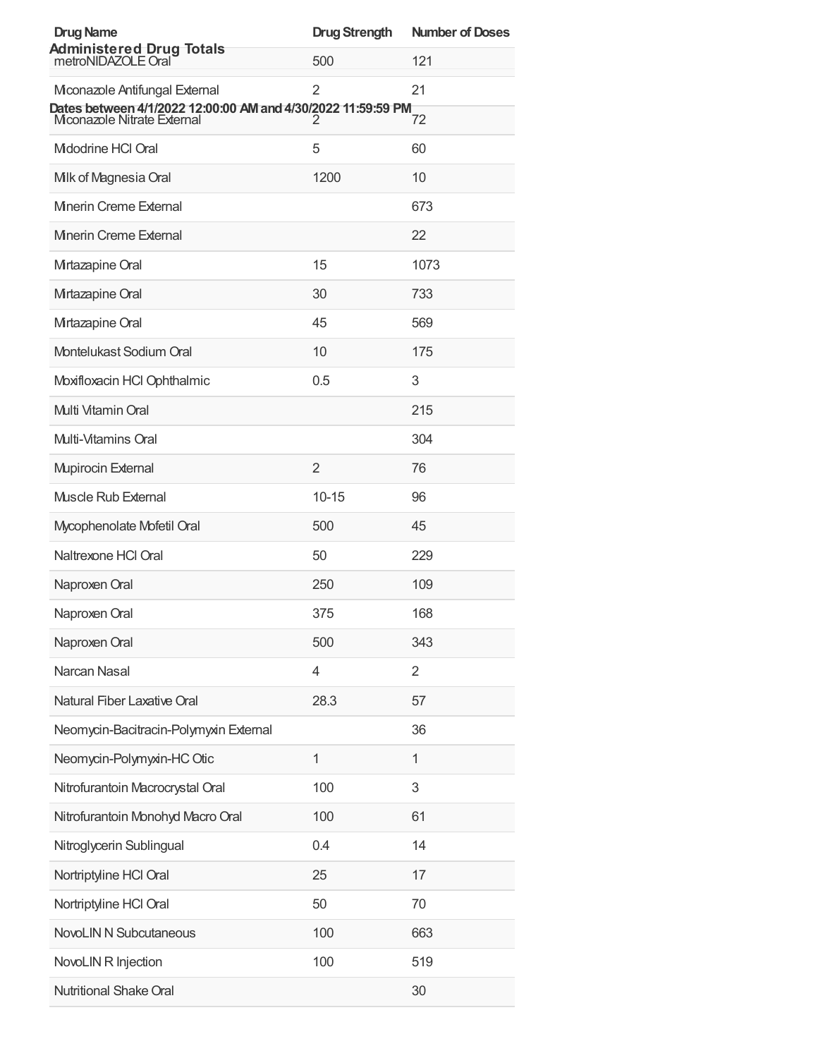## Administered Drug Totals

**Dates between 4/1/2022 12:00:00 AM and 4/30/2022 11:59:59 PM**

| Drug Name | Drug Strength | Number of Doses |
|---|---|---|
| metroNIDAZOLE Oral | 500 | 121 |
| Miconazole Antifungal External | 2 | 21 |
| Miconazole Nitrate External | 2 | 72 |
| Midodrine HCl Oral | 5 | 60 |
| Milk of Magnesia Oral | 1200 | 10 |
| Minerin Creme External | | 673 |
| Minerin Creme External | | 22 |
| Mirtazapine Oral | 15 | 1073 |
| Mirtazapine Oral | 30 | 733 |
| Mirtazapine Oral | 45 | 569 |
| Montelukast Sodium Oral | 10 | 175 |
| Moxifloxacin HCl Ophthalmic | 0.5 | 3 |
| Multi Vitamin Oral | | 215 |
| Multi-Vitamins Oral | | 304 |
| Mupirocin External | 2 | 76 |
| Muscle Rub External | 10-15 | 96 |
| Mycophenolate Mofetil Oral | 500 | 45 |
| Naltrexone HCl Oral | 50 | 229 |
| Naproxen Oral | 250 | 109 |
| Naproxen Oral | 375 | 168 |
| Naproxen Oral | 500 | 343 |
| Narcan Nasal | 4 | 2 |
| Natural Fiber Laxative Oral | 28.3 | 57 |
| Neomycin-Bacitracin-Polymyxin External | | 36 |
| Neomycin-Polymyxin-HC Otic | 1 | 1 |
| Nitrofurantoin Macrocrystal Oral | 100 | 3 |
| Nitrofurantoin Monohyd Macro Oral | 100 | 61 |
| Nitroglycerin Sublingual | 0.4 | 14 |
| Nortriptyline HCl Oral | 25 | 17 |
| Nortriptyline HCl Oral | 50 | 70 |
| NovoLIN N Subcutaneous | 100 | 663 |
| NovoLIN R Injection | 100 | 519 |
| Nutritional Shake Oral | | 30 |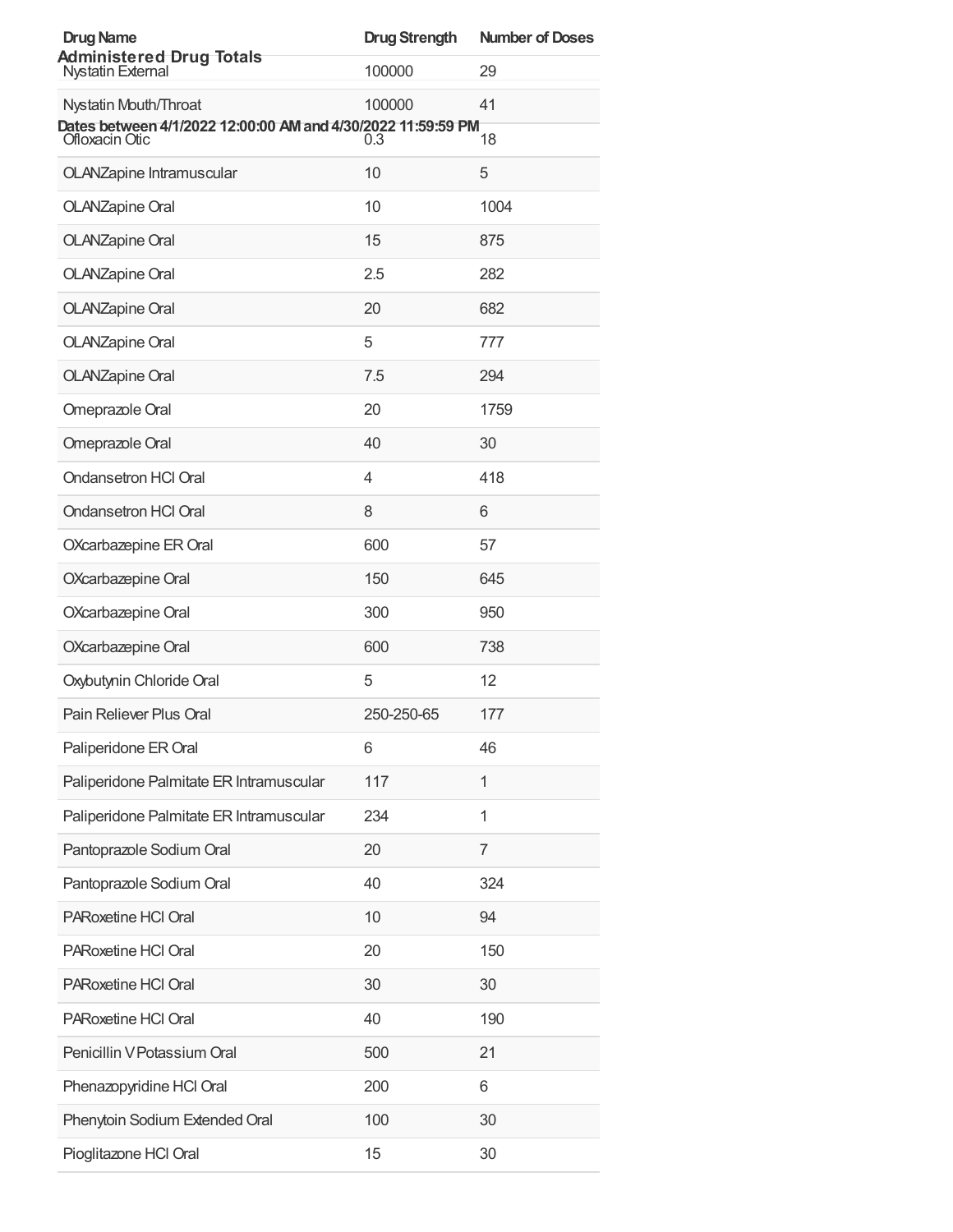## Administered Drug Totals

**Dates between 4/1/2022 12:00:00 AM and 4/30/2022 11:59:59 PM**

| Drug Name | Drug Strength | Number of Doses |
|---|---|---|
| Nystatin External | 100000 | 29 |
| Nystatin Mouth/Throat | 100000 | 41 |
| Ofloxacin Otic | 0.3 | 18 |
| OLANZapine Intramuscular | 10 | 5 |
| OLANZapine Oral | 10 | 1004 |
| OLANZapine Oral | 15 | 875 |
| OLANZapine Oral | 2.5 | 282 |
| OLANZapine Oral | 20 | 682 |
| OLANZapine Oral | 5 | 777 |
| OLANZapine Oral | 7.5 | 294 |
| Omeprazole Oral | 20 | 1759 |
| Omeprazole Oral | 40 | 30 |
| Ondansetron HCl Oral | 4 | 418 |
| Ondansetron HCl Oral | 8 | 6 |
| OXcarbazepine ER Oral | 600 | 57 |
| OXcarbazepine Oral | 150 | 645 |
| OXcarbazepine Oral | 300 | 950 |
| OXcarbazepine Oral | 600 | 738 |
| Oxybutynin Chloride Oral | 5 | 12 |
| Pain Reliever Plus Oral | 250-250-65 | 177 |
| Paliperidone ER Oral | 6 | 46 |
| Paliperidone Palmitate ER Intramuscular | 117 | 1 |
| Paliperidone Palmitate ER Intramuscular | 234 | 1 |
| Pantoprazole Sodium Oral | 20 | 7 |
| Pantoprazole Sodium Oral | 40 | 324 |
| PARoxetine HCl Oral | 10 | 94 |
| PARoxetine HCl Oral | 20 | 150 |
| PARoxetine HCl Oral | 30 | 30 |
| PARoxetine HCl Oral | 40 | 190 |
| Penicillin V Potassium Oral | 500 | 21 |
| Phenazopyridine HCl Oral | 200 | 6 |
| Phenytoin Sodium Extended Oral | 100 | 30 |
| Pioglitazone HCl Oral | 15 | 30 |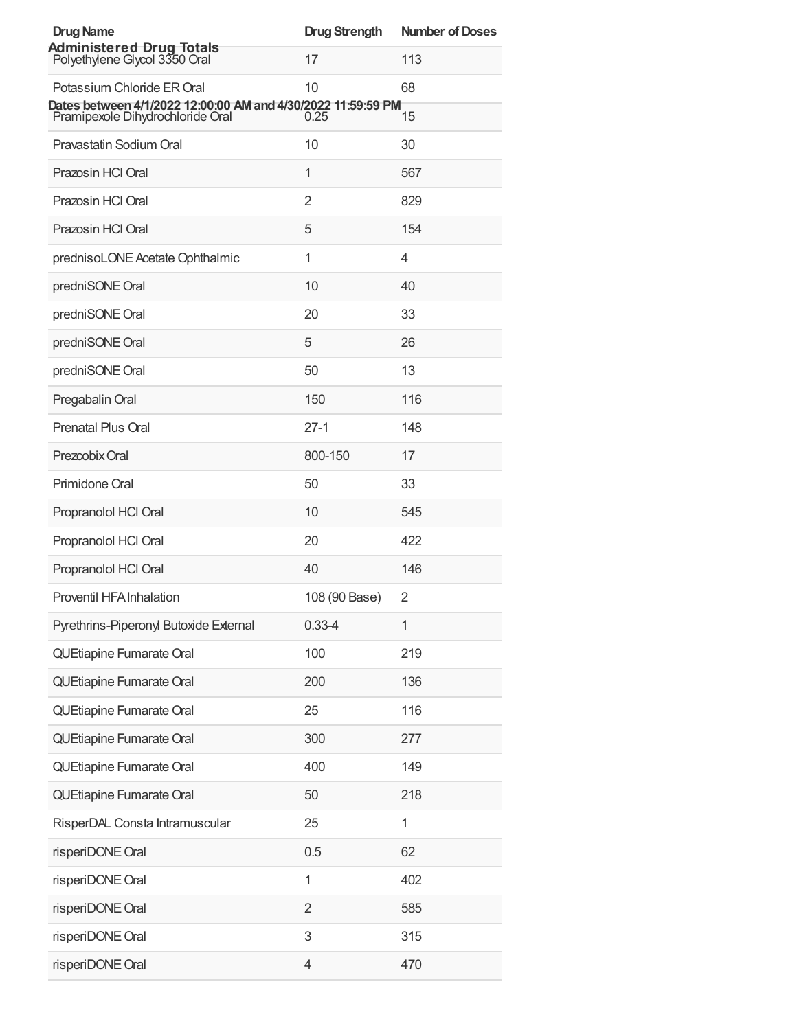**Administered Drug Totals**

**Dates between 4/1/2022 12:00:00 AM and 4/30/2022 11:59:59 PM**

| Drug Name | Drug Strength | Number of Doses |
|---|---|---|
| Polyethylene Glycol 3350 Oral | 17 | 113 |
| Potassium Chloride ER Oral | 10 | 68 |
| Pramipexole Dihydrochloride Oral | 0.25 | 15 |
| Pravastatin Sodium Oral | 10 | 30 |
| Prazosin HCl Oral | 1 | 567 |
| Prazosin HCl Oral | 2 | 829 |
| Prazosin HCl Oral | 5 | 154 |
| prednisoLONE Acetate Ophthalmic | 1 | 4 |
| predniSONE Oral | 10 | 40 |
| predniSONE Oral | 20 | 33 |
| predniSONE Oral | 5 | 26 |
| predniSONE Oral | 50 | 13 |
| Pregabalin Oral | 150 | 116 |
| Prenatal Plus Oral | 27-1 | 148 |
| Prezcobix Oral | 800-150 | 17 |
| Primidone Oral | 50 | 33 |
| Propranolol HCl Oral | 10 | 545 |
| Propranolol HCl Oral | 20 | 422 |
| Propranolol HCl Oral | 40 | 146 |
| Proventil HFA Inhalation | 108 (90 Base) | 2 |
| Pyrethrins-Piperonyl Butoxide External | 0.33-4 | 1 |
| QUEtiapine Fumarate Oral | 100 | 219 |
| QUEtiapine Fumarate Oral | 200 | 136 |
| QUEtiapine Fumarate Oral | 25 | 116 |
| QUEtiapine Fumarate Oral | 300 | 277 |
| QUEtiapine Fumarate Oral | 400 | 149 |
| QUEtiapine Fumarate Oral | 50 | 218 |
| RisperDAL Consta Intramuscular | 25 | 1 |
| risperiDONE Oral | 0.5 | 62 |
| risperiDONE Oral | 1 | 402 |
| risperiDONE Oral | 2 | 585 |
| risperiDONE Oral | 3 | 315 |
| risperiDONE Oral | 4 | 470 |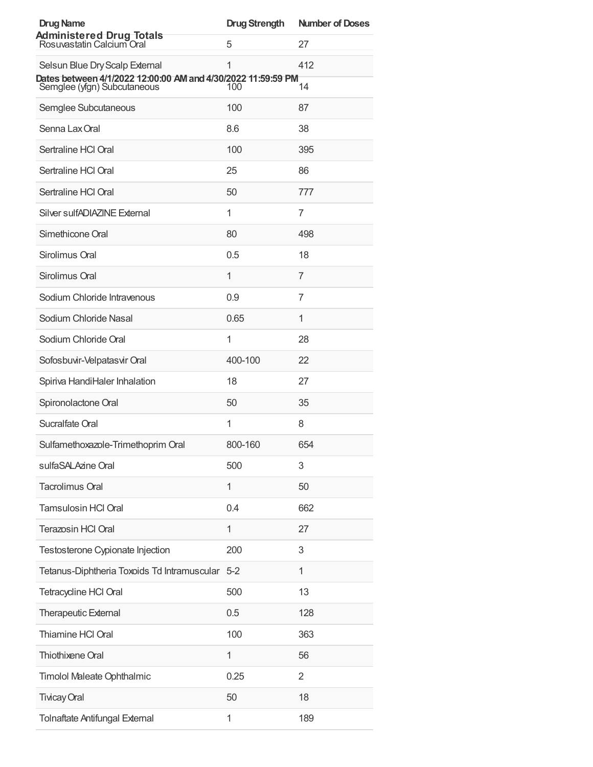## Administered Drug Totals

**Dates between 4/1/2022 12:00:00 AM and 4/30/2022 11:59:59 PM**

| Drug Name | Drug Strength | Number of Doses |
|---|---|---|
| Rosuvastatin Calcium Oral | 5 | 27 |
| Selsun Blue Dry Scalp External | 1 | 412 |
| Semglee (yfgn) Subcutaneous | 100 | 14 |
| Semglee Subcutaneous | 100 | 87 |
| Senna Lax Oral | 8.6 | 38 |
| Sertraline HCl Oral | 100 | 395 |
| Sertraline HCl Oral | 25 | 86 |
| Sertraline HCl Oral | 50 | 777 |
| Silver sulfADIAZINE External | 1 | 7 |
| Simethicone Oral | 80 | 498 |
| Sirolimus Oral | 0.5 | 18 |
| Sirolimus Oral | 1 | 7 |
| Sodium Chloride Intravenous | 0.9 | 7 |
| Sodium Chloride Nasal | 0.65 | 1 |
| Sodium Chloride Oral | 1 | 28 |
| Sofosbuvir-Velpatasvir Oral | 400-100 | 22 |
| Spiriva HandiHaler Inhalation | 18 | 27 |
| Spironolactone Oral | 50 | 35 |
| Sucralfate Oral | 1 | 8 |
| Sulfamethoxazole-Trimethoprim Oral | 800-160 | 654 |
| sulfaSALAzine Oral | 500 | 3 |
| Tacrolimus Oral | 1 | 50 |
| Tamsulosin HCl Oral | 0.4 | 662 |
| Terazosin HCl Oral | 1 | 27 |
| Testosterone Cypionate Injection | 200 | 3 |
| Tetanus-Diphtheria Toxoids Td Intramuscular | 5-2 | 1 |
| Tetracycline HCl Oral | 500 | 13 |
| Therapeutic External | 0.5 | 128 |
| Thiamine HCl Oral | 100 | 363 |
| Thiothixene Oral | 1 | 56 |
| Timolol Maleate Ophthalmic | 0.25 | 2 |
| Tivicay Oral | 50 | 18 |
| Tolnaftate Antifungal External | 1 | 189 |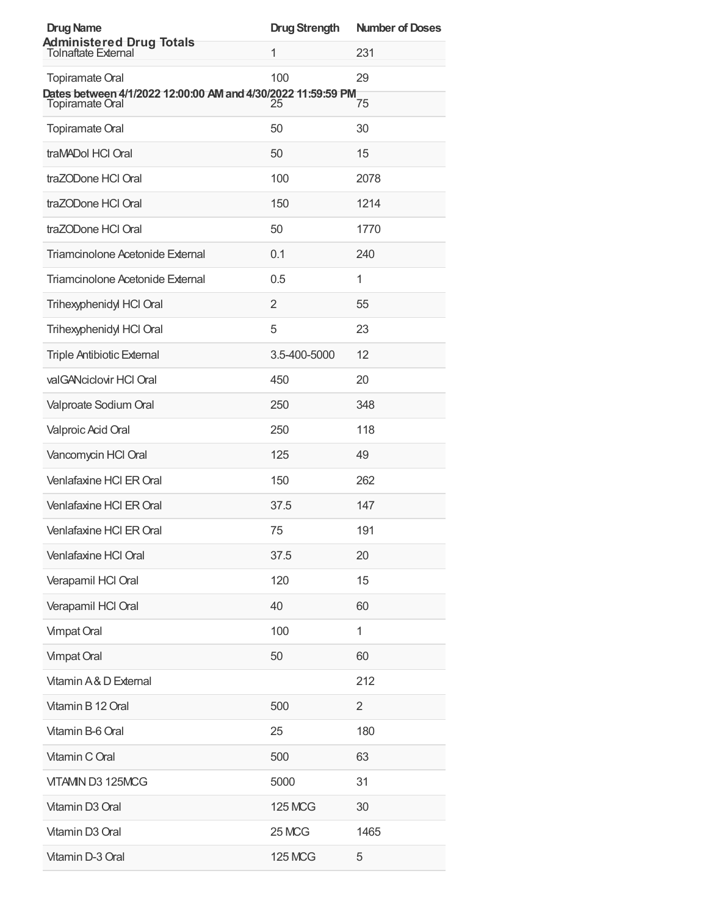Administered Drug Totals

Dates between 4/1/2022 12:00:00 AM and 4/30/2022 11:59:59 PM

| Drug Name | Drug Strength | Number of Doses |
| --- | --- | --- |
| Tolnaftate External | 1 | 231 |
| Topiramate Oral | 100 | 29 |
| Topiramate Oral | 25 | 75 |
| Topiramate Oral | 50 | 30 |
| traMADol HCl Oral | 50 | 15 |
| traZODone HCl Oral | 100 | 2078 |
| traZODone HCl Oral | 150 | 1214 |
| traZODone HCl Oral | 50 | 1770 |
| Triamcinolone Acetonide External | 0.1 | 240 |
| Triamcinolone Acetonide External | 0.5 | 1 |
| Trihexyphenidyl HCl Oral | 2 | 55 |
| Trihexyphenidyl HCl Oral | 5 | 23 |
| Triple Antibiotic External | 3.5-400-5000 | 12 |
| valGANciclovir HCl Oral | 450 | 20 |
| Valproate Sodium Oral | 250 | 348 |
| Valproic Acid Oral | 250 | 118 |
| Vancomycin HCl Oral | 125 | 49 |
| Venlafaxine HCl ER Oral | 150 | 262 |
| Venlafaxine HCl ER Oral | 37.5 | 147 |
| Venlafaxine HCl ER Oral | 75 | 191 |
| Venlafaxine HCl Oral | 37.5 | 20 |
| Verapamil HCl Oral | 120 | 15 |
| Verapamil HCl Oral | 40 | 60 |
| Vimpat Oral | 100 | 1 |
| Vimpat Oral | 50 | 60 |
| Vitamin A & D External | | 212 |
| Vitamin B 12 Oral | 500 | 2 |
| Vitamin B-6 Oral | 25 | 180 |
| Vitamin C Oral | 500 | 63 |
| VITAMIN D3 125MCG | 5000 | 31 |
| Vitamin D3 Oral | 125 MCG | 30 |
| Vitamin D3 Oral | 25 MCG | 1465 |
| Vitamin D-3 Oral | 125 MCG | 5 |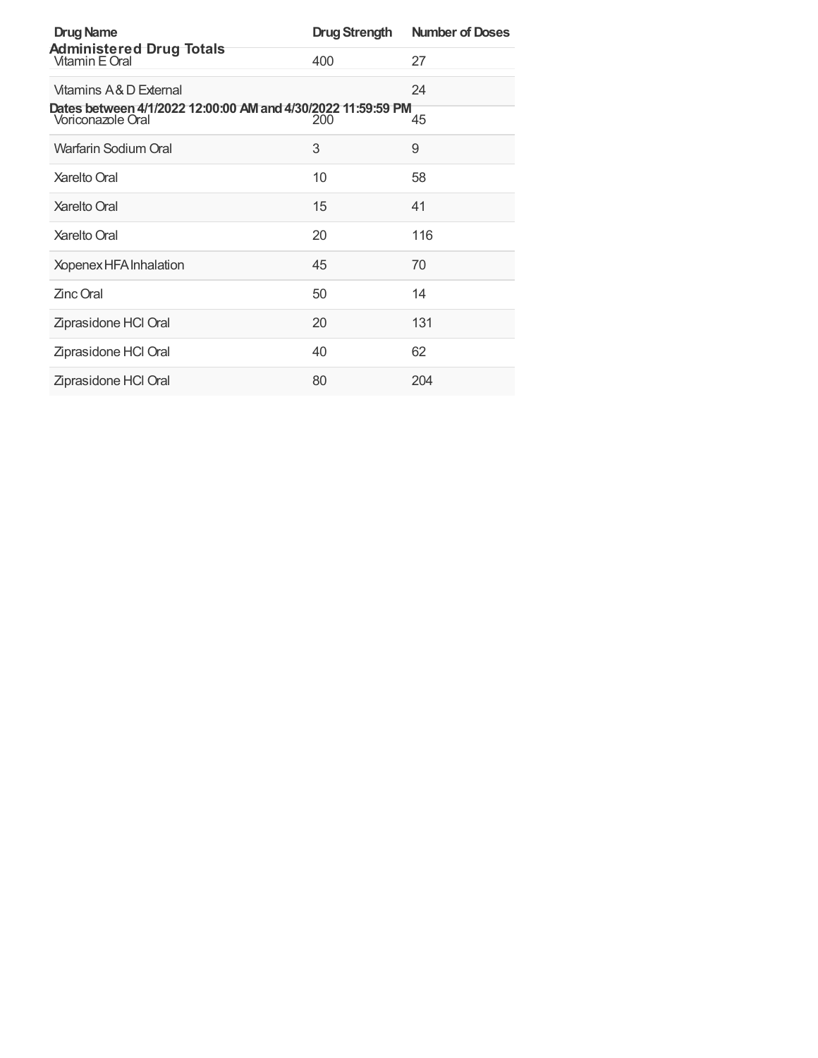## Administered Drug Totals

**Dates between 4/1/2022 12:00:00 AM and 4/30/2022 11:59:59 PM**

| Drug Name | Drug Strength | Number of Doses |
|---|---|---|
| Vitamin E Oral | 400 | 27 |
| Vitamins A & D External | | 24 |
| Voriconazole Oral | 200 | 45 |
| Warfarin Sodium Oral | 3 | 9 |
| Xarelto Oral | 10 | 58 |
| Xarelto Oral | 15 | 41 |
| Xarelto Oral | 20 | 116 |
| Xopenex HFA Inhalation | 45 | 70 |
| Zinc Oral | 50 | 14 |
| Ziprasidone HCl Oral | 20 | 131 |
| Ziprasidone HCl Oral | 40 | 62 |
| Ziprasidone HCl Oral | 80 | 204 |